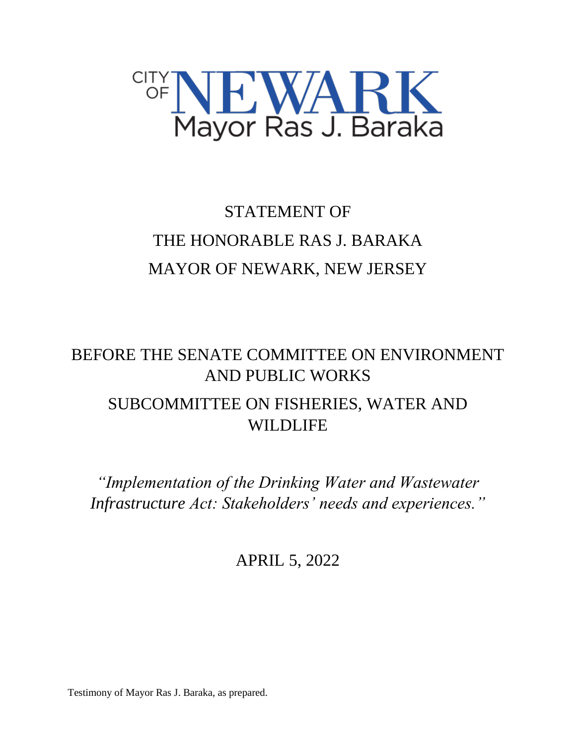CITY OF NEWARK

Mayor Ras J. Baraka

# STATEMENT OF THE HONORABLE RAS J. BARAKA MAYOR OF NEWARK, NEW JERSEY

## BEFORE THE SENATE COMMITTEE ON ENVIRONMENT AND PUBLIC WORKS

## SUBCOMMITTEE ON FISHERIES, WATER AND WILDLIFE

*"Implementation of the Drinking Water and Wastewater Infrastructure Act: Stakeholders' needs and experiences."*

APRIL 5, 2022

Testimony of Mayor Ras J. Baraka, as prepared.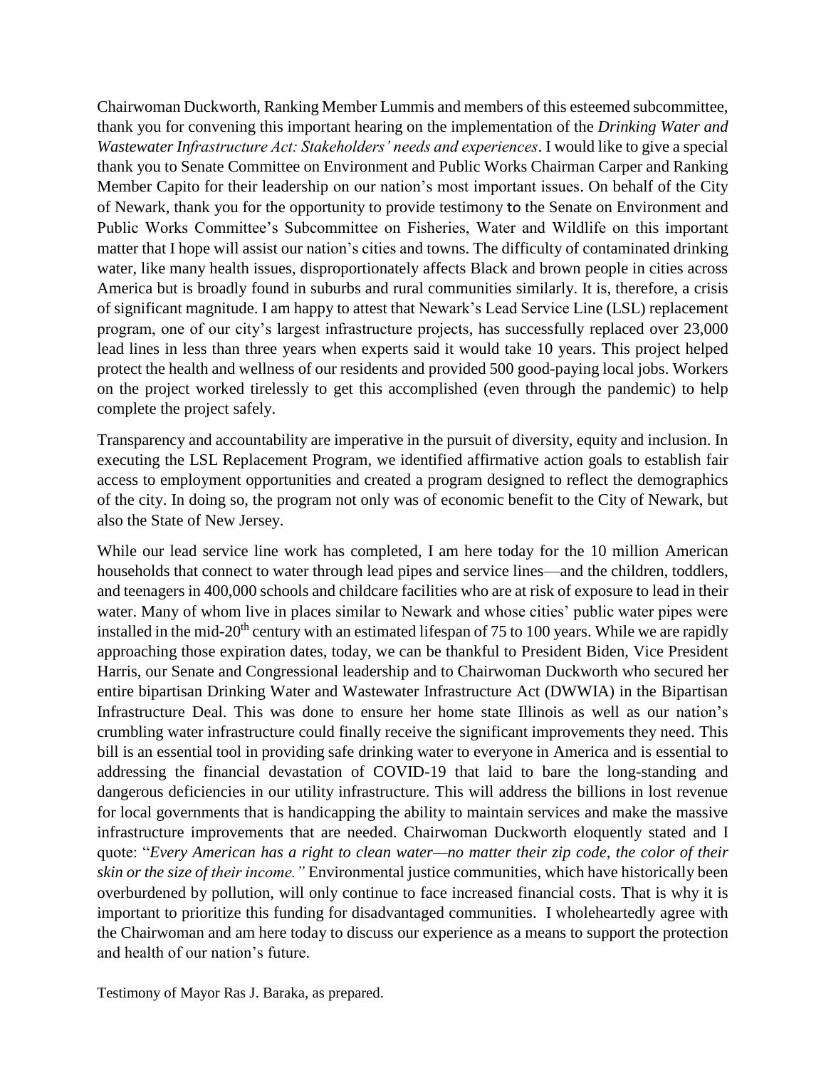Chairwoman Duckworth, Ranking Member Lummis and members of this esteemed subcommittee, thank you for convening this important hearing on the implementation of the *Drinking Water and Wastewater Infrastructure Act: Stakeholders' needs and experiences*. I would like to give a special thank you to Senate Committee on Environment and Public Works Chairman Carper and Ranking Member Capito for their leadership on our nation's most important issues. On behalf of the City of Newark, thank you for the opportunity to provide testimony to the Senate on Environment and Public Works Committee's Subcommittee on Fisheries, Water and Wildlife on this important matter that I hope will assist our nation's cities and towns. The difficulty of contaminated drinking water, like many health issues, disproportionately affects Black and brown people in cities across America but is broadly found in suburbs and rural communities similarly. It is, therefore, a crisis of significant magnitude. I am happy to attest that Newark's Lead Service Line (LSL) replacement program, one of our city's largest infrastructure projects, has successfully replaced over 23,000 lead lines in less than three years when experts said it would take 10 years. This project helped protect the health and wellness of our residents and provided 500 good-paying local jobs. Workers on the project worked tirelessly to get this accomplished (even through the pandemic) to help complete the project safely.

Transparency and accountability are imperative in the pursuit of diversity, equity and inclusion. In executing the LSL Replacement Program, we identified affirmative action goals to establish fair access to employment opportunities and created a program designed to reflect the demographics of the city. In doing so, the program not only was of economic benefit to the City of Newark, but also the State of New Jersey.

While our lead service line work has completed, I am here today for the 10 million American households that connect to water through lead pipes and service lines—and the children, toddlers, and teenagers in 400,000 schools and childcare facilities who are at risk of exposure to lead in their water. Many of whom live in places similar to Newark and whose cities' public water pipes were installed in the mid-20th century with an estimated lifespan of 75 to 100 years. While we are rapidly approaching those expiration dates, today, we can be thankful to President Biden, Vice President Harris, our Senate and Congressional leadership and to Chairwoman Duckworth who secured her entire bipartisan Drinking Water and Wastewater Infrastructure Act (DWWIA) in the Bipartisan Infrastructure Deal. This was done to ensure her home state Illinois as well as our nation's crumbling water infrastructure could finally receive the significant improvements they need. This bill is an essential tool in providing safe drinking water to everyone in America and is essential to addressing the financial devastation of COVID-19 that laid to bare the long-standing and dangerous deficiencies in our utility infrastructure. This will address the billions in lost revenue for local governments that is handicapping the ability to maintain services and make the massive infrastructure improvements that are needed. Chairwoman Duckworth eloquently stated and I quote: "*Every American has a right to clean water—no matter their zip code, the color of their skin or the size of their income.*" Environmental justice communities, which have historically been overburdened by pollution, will only continue to face increased financial costs. That is why it is important to prioritize this funding for disadvantaged communities. I wholeheartedly agree with the Chairwoman and am here today to discuss our experience as a means to support the protection and health of our nation's future.

Testimony of Mayor Ras J. Baraka, as prepared.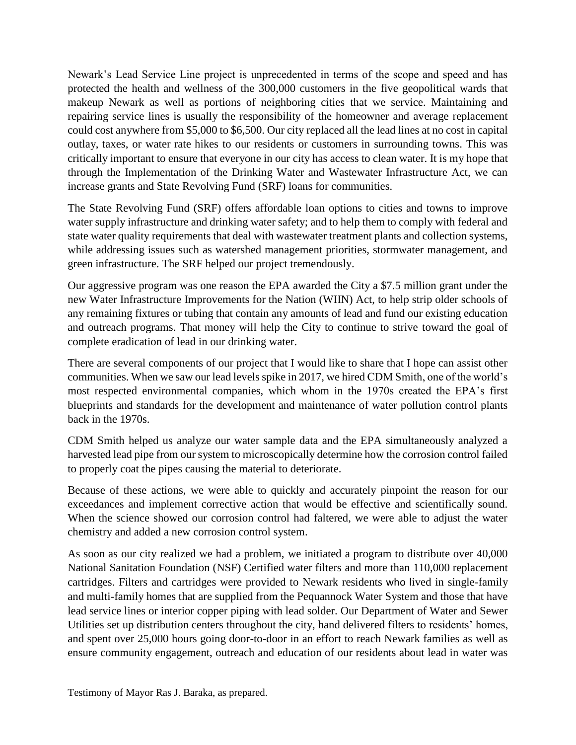Newark's Lead Service Line project is unprecedented in terms of the scope and speed and has protected the health and wellness of the 300,000 customers in the five geopolitical wards that makeup Newark as well as portions of neighboring cities that we service. Maintaining and repairing service lines is usually the responsibility of the homeowner and average replacement could cost anywhere from $5,000 to $6,500. Our city replaced all the lead lines at no cost in capital outlay, taxes, or water rate hikes to our residents or customers in surrounding towns. This was critically important to ensure that everyone in our city has access to clean water. It is my hope that through the Implementation of the Drinking Water and Wastewater Infrastructure Act, we can increase grants and State Revolving Fund (SRF) loans for communities.

The State Revolving Fund (SRF) offers affordable loan options to cities and towns to improve water supply infrastructure and drinking water safety; and to help them to comply with federal and state water quality requirements that deal with wastewater treatment plants and collection systems, while addressing issues such as watershed management priorities, stormwater management, and green infrastructure. The SRF helped our project tremendously.

Our aggressive program was one reason the EPA awarded the City a $7.5 million grant under the new Water Infrastructure Improvements for the Nation (WIIN) Act, to help strip older schools of any remaining fixtures or tubing that contain any amounts of lead and fund our existing education and outreach programs. That money will help the City to continue to strive toward the goal of complete eradication of lead in our drinking water.

There are several components of our project that I would like to share that I hope can assist other communities. When we saw our lead levels spike in 2017, we hired CDM Smith, one of the world's most respected environmental companies, which whom in the 1970s created the EPA's first blueprints and standards for the development and maintenance of water pollution control plants back in the 1970s.

CDM Smith helped us analyze our water sample data and the EPA simultaneously analyzed a harvested lead pipe from our system to microscopically determine how the corrosion control failed to properly coat the pipes causing the material to deteriorate.

Because of these actions, we were able to quickly and accurately pinpoint the reason for our exceedances and implement corrective action that would be effective and scientifically sound. When the science showed our corrosion control had faltered, we were able to adjust the water chemistry and added a new corrosion control system.

As soon as our city realized we had a problem, we initiated a program to distribute over 40,000 National Sanitation Foundation (NSF) Certified water filters and more than 110,000 replacement cartridges. Filters and cartridges were provided to Newark residents who lived in single-family and multi-family homes that are supplied from the Pequannock Water System and those that have lead service lines or interior copper piping with lead solder. Our Department of Water and Sewer Utilities set up distribution centers throughout the city, hand delivered filters to residents' homes, and spent over 25,000 hours going door-to-door in an effort to reach Newark families as well as ensure community engagement, outreach and education of our residents about lead in water was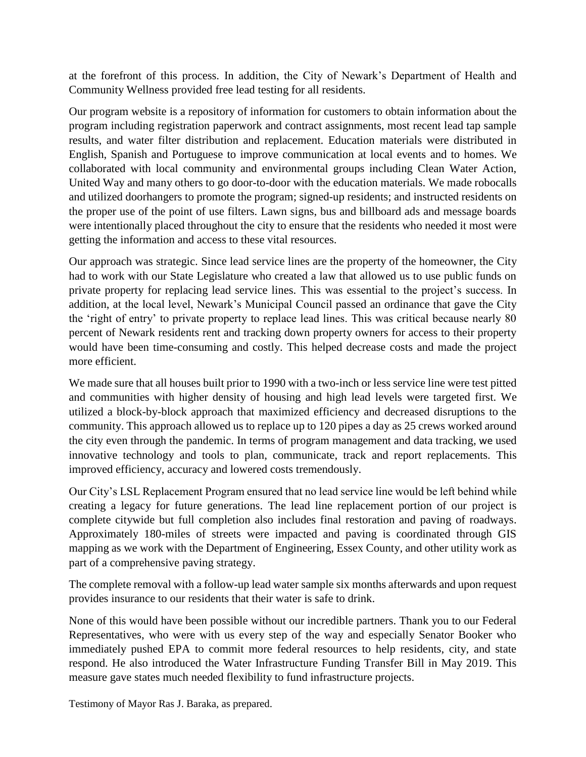at the forefront of this process. In addition, the City of Newark's Department of Health and Community Wellness provided free lead testing for all residents.

Our program website is a repository of information for customers to obtain information about the program including registration paperwork and contract assignments, most recent lead tap sample results, and water filter distribution and replacement. Education materials were distributed in English, Spanish and Portuguese to improve communication at local events and to homes. We collaborated with local community and environmental groups including Clean Water Action, United Way and many others to go door-to-door with the education materials. We made robocalls and utilized doorhangers to promote the program; signed-up residents; and instructed residents on the proper use of the point of use filters. Lawn signs, bus and billboard ads and message boards were intentionally placed throughout the city to ensure that the residents who needed it most were getting the information and access to these vital resources.

Our approach was strategic. Since lead service lines are the property of the homeowner, the City had to work with our State Legislature who created a law that allowed us to use public funds on private property for replacing lead service lines. This was essential to the project's success. In addition, at the local level, Newark's Municipal Council passed an ordinance that gave the City the 'right of entry' to private property to replace lead lines. This was critical because nearly 80 percent of Newark residents rent and tracking down property owners for access to their property would have been time-consuming and costly. This helped decrease costs and made the project more efficient.

We made sure that all houses built prior to 1990 with a two-inch or less service line were test pitted and communities with higher density of housing and high lead levels were targeted first. We utilized a block-by-block approach that maximized efficiency and decreased disruptions to the community. This approach allowed us to replace up to 120 pipes a day as 25 crews worked around the city even through the pandemic. In terms of program management and data tracking, we used innovative technology and tools to plan, communicate, track and report replacements. This improved efficiency, accuracy and lowered costs tremendously.

Our City's LSL Replacement Program ensured that no lead service line would be left behind while creating a legacy for future generations. The lead line replacement portion of our project is complete citywide but full completion also includes final restoration and paving of roadways. Approximately 180-miles of streets were impacted and paving is coordinated through GIS mapping as we work with the Department of Engineering, Essex County, and other utility work as part of a comprehensive paving strategy.

The complete removal with a follow-up lead water sample six months afterwards and upon request provides insurance to our residents that their water is safe to drink.

None of this would have been possible without our incredible partners. Thank you to our Federal Representatives, who were with us every step of the way and especially Senator Booker who immediately pushed EPA to commit more federal resources to help residents, city, and state respond. He also introduced the Water Infrastructure Funding Transfer Bill in May 2019. This measure gave states much needed flexibility to fund infrastructure projects.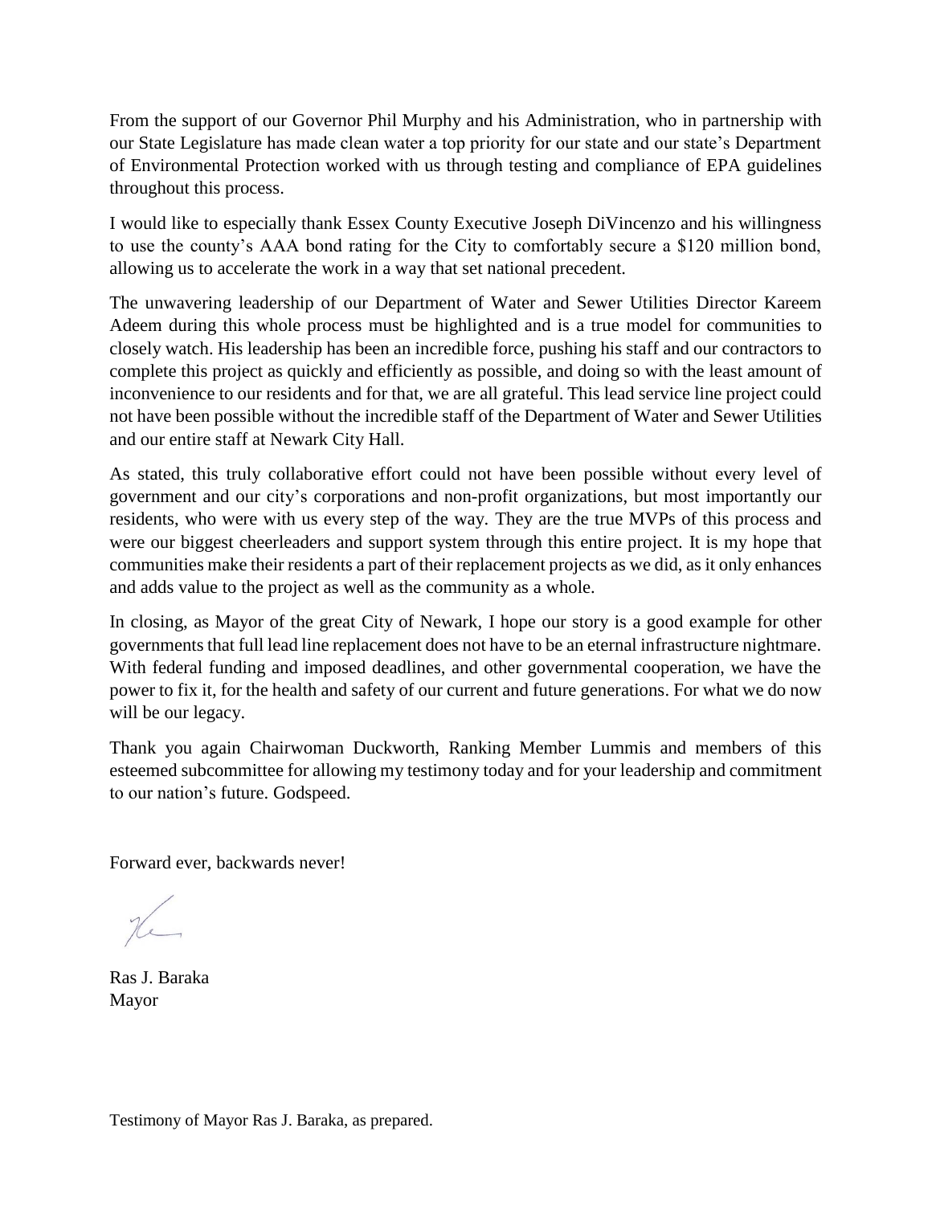From the support of our Governor Phil Murphy and his Administration, who in partnership with our State Legislature has made clean water a top priority for our state and our state's Department of Environmental Protection worked with us through testing and compliance of EPA guidelines throughout this process.

I would like to especially thank Essex County Executive Joseph DiVincenzo and his willingness to use the county's AAA bond rating for the City to comfortably secure a $120 million bond, allowing us to accelerate the work in a way that set national precedent.

The unwavering leadership of our Department of Water and Sewer Utilities Director Kareem Adeem during this whole process must be highlighted and is a true model for communities to closely watch. His leadership has been an incredible force, pushing his staff and our contractors to complete this project as quickly and efficiently as possible, and doing so with the least amount of inconvenience to our residents and for that, we are all grateful. This lead service line project could not have been possible without the incredible staff of the Department of Water and Sewer Utilities and our entire staff at Newark City Hall.

As stated, this truly collaborative effort could not have been possible without every level of government and our city's corporations and non-profit organizations, but most importantly our residents, who were with us every step of the way. They are the true MVPs of this process and were our biggest cheerleaders and support system through this entire project. It is my hope that communities make their residents a part of their replacement projects as we did, as it only enhances and adds value to the project as well as the community as a whole.

In closing, as Mayor of the great City of Newark, I hope our story is a good example for other governments that full lead line replacement does not have to be an eternal infrastructure nightmare. With federal funding and imposed deadlines, and other governmental cooperation, we have the power to fix it, for the health and safety of our current and future generations. For what we do now will be our legacy.

Thank you again Chairwoman Duckworth, Ranking Member Lummis and members of this esteemed subcommittee for allowing my testimony today and for your leadership and commitment to our nation's future. Godspeed.

Forward ever, backwards never!

Ras J. Baraka
Mayor

Testimony of Mayor Ras J. Baraka, as prepared.